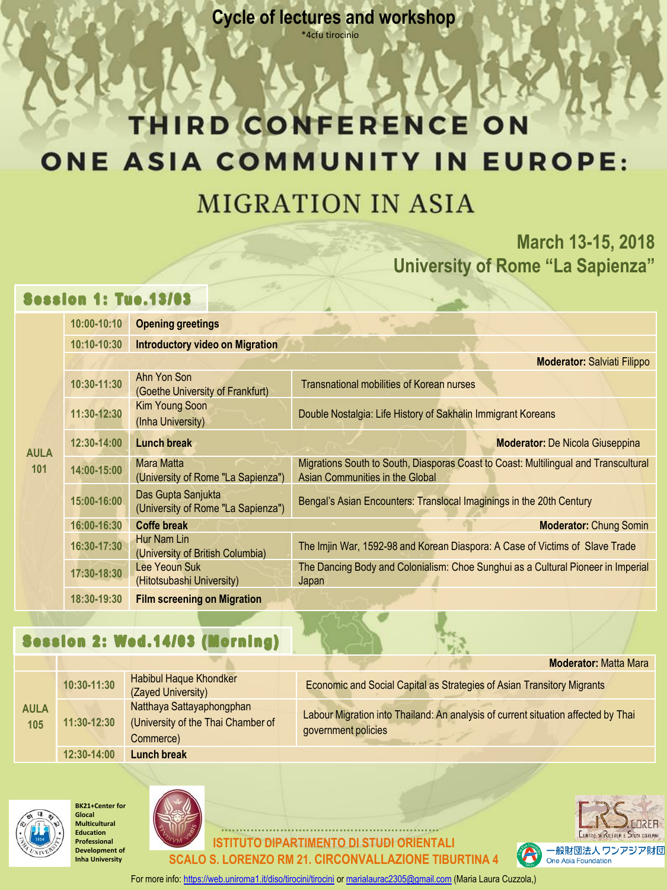**Cycle of lectures and workshop**

*4cfu tirocinio

# THIRD CONFERENCE ON ONE ASIA COMMUNITY IN EUROPE:

## MIGRATION IN ASIA

**March 13-15, 2018**
**University of Rome "La Sapienza"**

### Session 1: Tue.13/03

| | Time | Speaker | Title |
|---|---|---|---|
| AULA 101 | 10:00-10:10 | **Opening greetings** | |
| | 10:10-10:30 | **Introductory video on Migration** | |
| | | | **Moderator:** Salviati Filippo |
| | 10:30-11:30 | Ahn Yon Son (Goethe University of Frankfurt) | Transnational mobilities of Korean nurses |
| | 11:30-12:30 | Kim Young Soon (Inha University) | Double Nostalgia: Life History of Sakhalin Immigrant Koreans |
| | 12:30-14:00 | **Lunch break** | **Moderator:** De Nicola Giuseppina |
| | 14:00-15:00 | Mara Matta (University of Rome "La Sapienza") | Migrations South to South, Diasporas Coast to Coast: Multilingual and Transcultural Asian Communities in the Global |
| | 15:00-16:00 | Das Gupta Sanjukta (University of Rome "La Sapienza") | Bengal's Asian Encounters: Translocal Imaginings in the 20th Century |
| | 16:00-16:30 | **Coffe break** | **Moderator:** Chung Somin |
| | 16:30-17:30 | Hur Nam Lin (University of British Columbia) | The Imjin War, 1592-98 and Korean Diaspora: A Case of Victims of Slave Trade |
| | 17:30-18:30 | Lee Yeoun Suk (Hitotsubashi University) | The Dancing Body and Colonialism: Choe Sunghui as a Cultural Pioneer in Imperial Japan |
| | 18:30-19:30 | **Film screening on Migration** | |

### Session 2: Wed.14/03 (Morning)

| | Time | Speaker | Title |
|---|---|---|---|
| | | | **Moderator:** Matta Mara |
| AULA 105 | 10:30-11:30 | Habibul Haque Khondker (Zayed University) | Economic and Social Capital as Strategies of Asian Transitory Migrants |
| | 11:30-12:30 | Natthaya Sattayaphongphan (University of the Thai Chamber of Commerce) | Labour Migration into Thailand: An analysis of current situation affected by Thai government policies |
| | 12:30-14:00 | **Lunch break** | |

BK21+Center for Glocal Multicultural Education Professional Development of Inha University

ISTITUTO DIPARTIMENTO DI STUDI ORIENTALI
SCALO S. LORENZO RM 21. CIRCONVALLAZIONE TIBURTINA 4

CRS COREA Centro di Ricerca e Studi Coreani

一般財団法人 ワンアジア財団
One Asia Foundation

For more info: https://web.uniroma1.it/diso/tirocini/tirocini or marialaurac2305@gmail.com (Maria Laura Cuzzola,)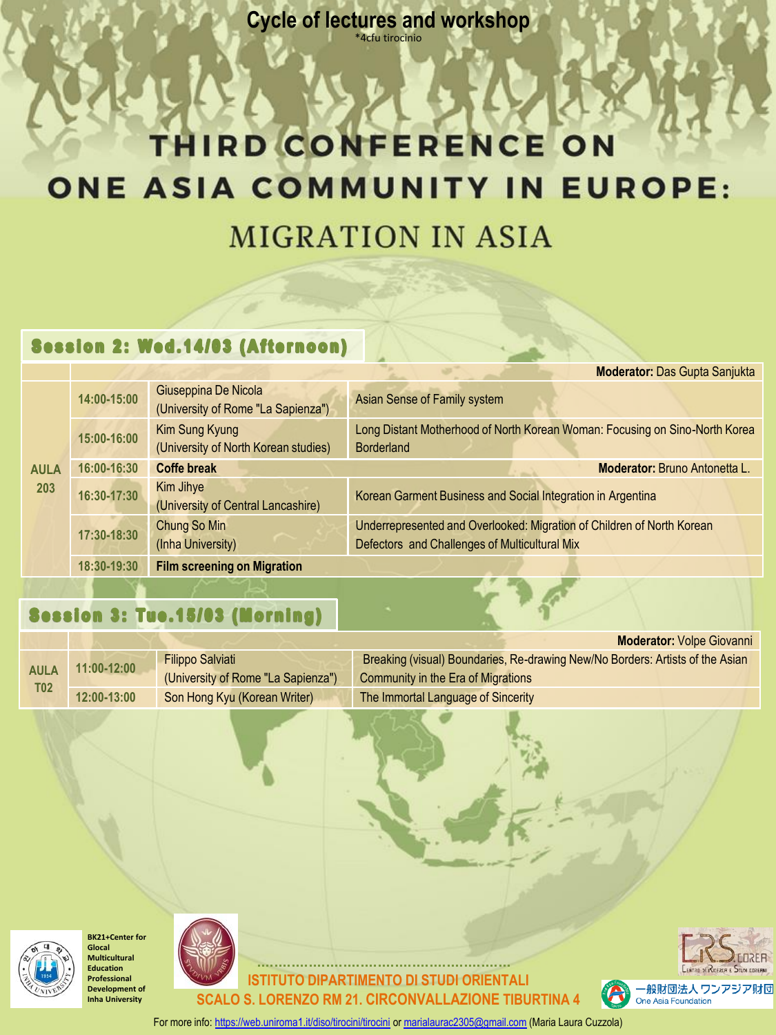**Cycle of lectures and workshop**

*4cfu tirocinio

# THIRD CONFERENCE ON ONE ASIA COMMUNITY IN EUROPE:

## MIGRATION IN ASIA

### Session 2: Wed.14/03 (Afternoon)

| | | | |
|---|---|---|---|
| | | | **Moderator:** Das Gupta Sanjukta |
| AULA 203 | 14:00-15:00 | Giuseppina De Nicola (University of Rome "La Sapienza") | Asian Sense of Family system |
| | 15:00-16:00 | Kim Sung Kyung (University of North Korean studies) | Long Distant Motherhood of North Korean Woman: Focusing on Sino-North Korea Borderland |
| | 16:00-16:30 | **Coffe break** | **Moderator:** Bruno Antonetta L. |
| | 16:30-17:30 | Kim Jihye (University of Central Lancashire) | Korean Garment Business and Social Integration in Argentina |
| | 17:30-18:30 | Chung So Min (Inha University) | Underrepresented and Overlooked: Migration of Children of North Korean Defectors and Challenges of Multicultural Mix |
| | 18:30-19:30 | **Film screening on Migration** | |

### Session 3: Tue.15/03 (Morning)

| | | | |
|---|---|---|---|
| | | | **Moderator:** Volpe Giovanni |
| AULA T02 | 11:00-12:00 | Filippo Salviati (University of Rome "La Sapienza") | Breaking (visual) Boundaries, Re-drawing New/No Borders: Artists of the Asian Community in the Era of Migrations |
| | 12:00-13:00 | Son Hong Kyu (Korean Writer) | The Immortal Language of Sincerity |

BK21+Center for Glocal Multicultural Education Professional Development of Inha University

**ISTITUTO DIPARTIMENTO DI STUDI ORIENTALI**

**SCALO S. LORENZO RM 21. CIRCONVALLAZIONE TIBURTINA 4**

一般財団法人 ワンアジア財団 One Asia Foundation

For more info: https://web.uniroma1.it/diso/tirocini/tirocini or marialaurac2305@gmail.com (Maria Laura Cuzzola)